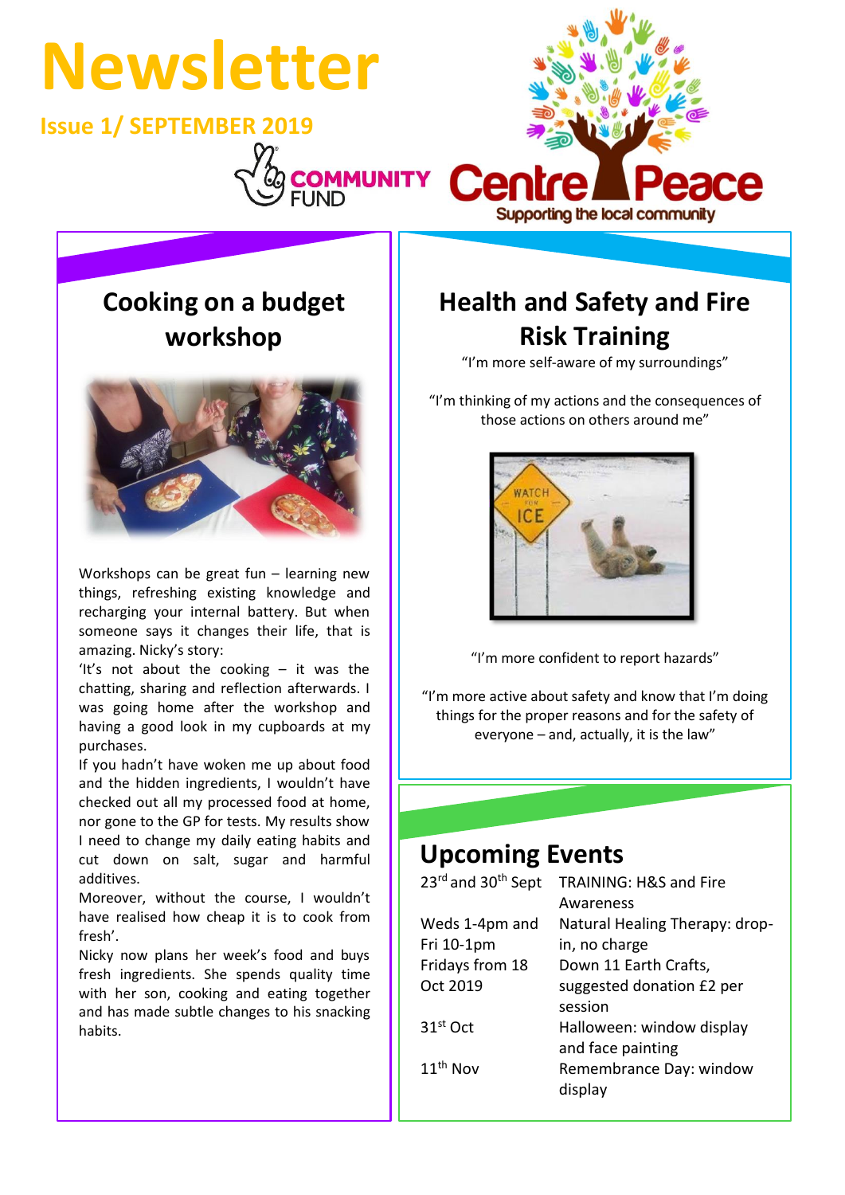# Newsletter

**Issue 1/ SEPTEMBER 2019**

COMMUNITY FUND

Centre Peace
Supporting the local community

## Cooking on a budget workshop

Workshops can be great fun – learning new things, refreshing existing knowledge and recharging your internal battery. But when someone says it changes their life, that is amazing. Nicky's story:

'It's not about the cooking – it was the chatting, sharing and reflection afterwards. I was going home after the workshop and having a good look in my cupboards at my purchases.

If you hadn't have woken me up about food and the hidden ingredients, I wouldn't have checked out all my processed food at home, nor gone to the GP for tests. My results show I need to change my daily eating habits and cut down on salt, sugar and harmful additives.

Moreover, without the course, I wouldn't have realised how cheap it is to cook from fresh'.

Nicky now plans her week's food and buys fresh ingredients. She spends quality time with her son, cooking and eating together and has made subtle changes to his snacking habits.

## Health and Safety and Fire Risk Training

"I'm more self-aware of my surroundings"

"I'm thinking of my actions and the consequences of those actions on others around me"

"I'm more confident to report hazards"

"I'm more active about safety and know that I'm doing things for the proper reasons and for the safety of everyone – and, actually, it is the law"

## Upcoming Events

| | |
|---|---|
| 23rd and 30th Sept | TRAINING: H&S and Fire Awareness |
| Weds 1-4pm and Fri 10-1pm | Natural Healing Therapy: drop-in, no charge |
| Fridays from 18 Oct 2019 | Down 11 Earth Crafts, suggested donation £2 per session |
| 31st Oct | Halloween: window display and face painting |
| 11th Nov | Remembrance Day: window display |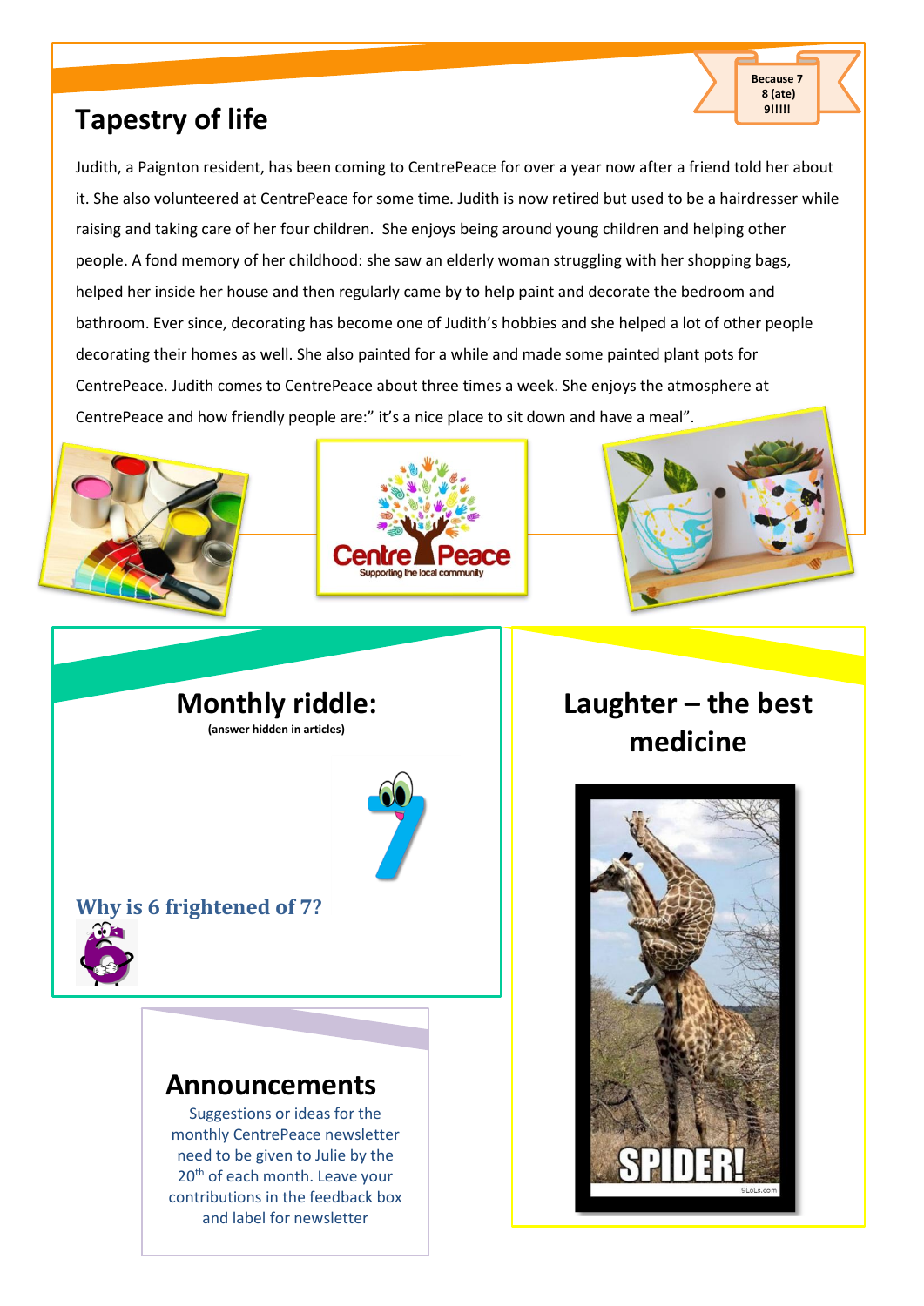# Tapestry of life

Because 7 8 (ate) 9!!!!!

Judith, a Paignton resident, has been coming to CentrePeace for over a year now after a friend told her about it. She also volunteered at CentrePeace for some time. Judith is now retired but used to be a hairdresser while raising and taking care of her four children. She enjoys being around young children and helping other people. A fond memory of her childhood: she saw an elderly woman struggling with her shopping bags, helped her inside her house and then regularly came by to help paint and decorate the bedroom and bathroom. Ever since, decorating has become one of Judith's hobbies and she helped a lot of other people decorating their homes as well. She also painted for a while and made some painted plant pots for CentrePeace. Judith comes to CentrePeace about three times a week. She enjoys the atmosphere at CentrePeace and how friendly people are:" it's a nice place to sit down and have a meal".

## Monthly riddle:

**(answer hidden in articles)**

**Why is 6 frightened of 7?**

## Laughter – the best medicine

SPIDER!

## Announcements

Suggestions or ideas for the monthly CentrePeace newsletter need to be given to Julie by the 20th of each month. Leave your contributions in the feedback box and label for newsletter